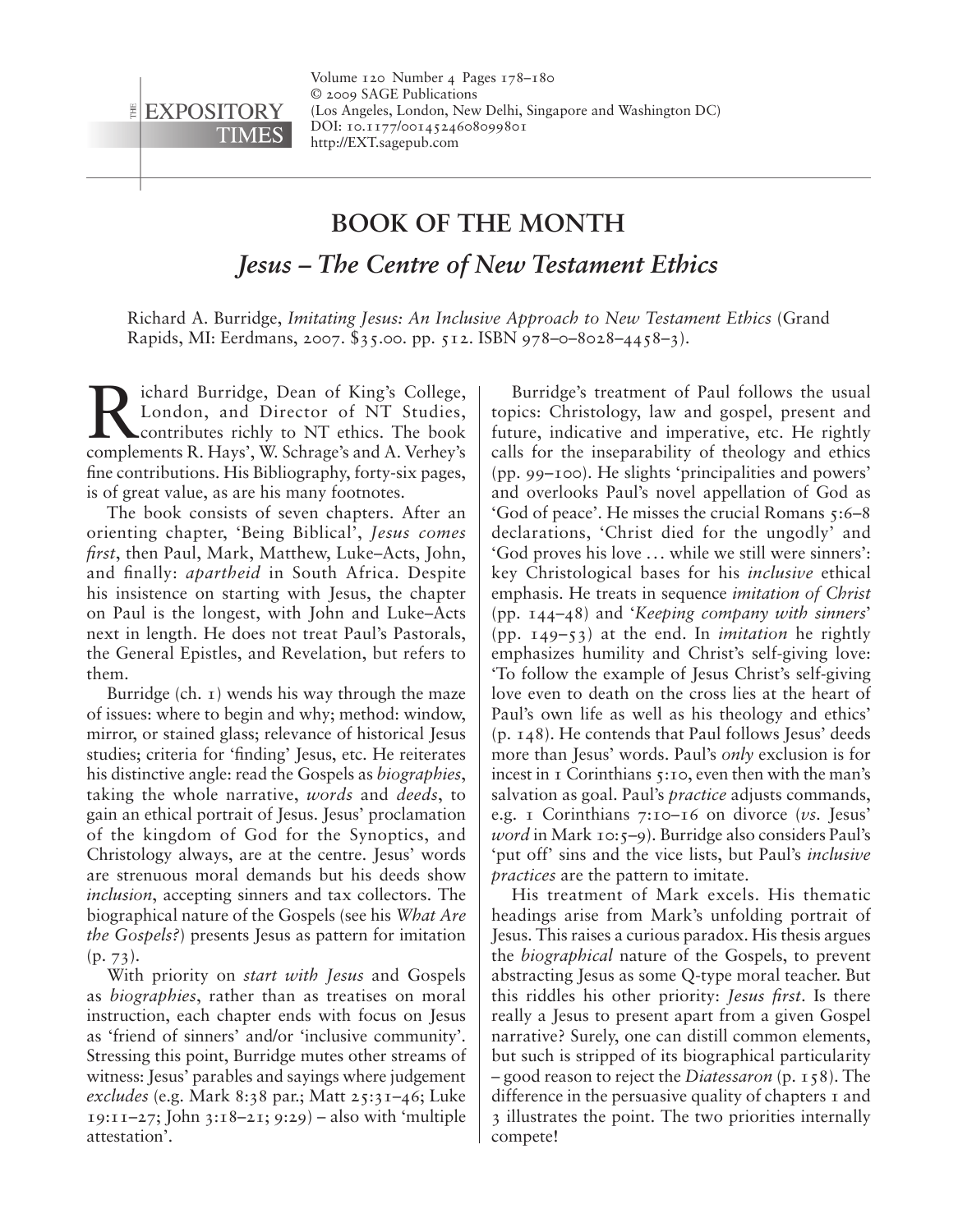# BOOK OF THE MONTH

## *Jesus – The Centre of New Testament Ethics*

Richard A. Burridge, *Imitating Jesus: An Inclusive Approach to New Testament Ethics* (Grand Rapids, MI: Eerdmans, 2007. $35.00. pp. 512. ISBN 978–0–8028–4458–3).

Richard Burridge, Dean of King's College, London, and Director of NT Studies, contributes richly to NT ethics. The book complements R. Hays', W. Schrage's and A. Verhey's fine contributions. His Bibliography, forty-six pages, is of great value, as are his many footnotes.

The book consists of seven chapters. After an orienting chapter, 'Being Biblical', *Jesus comes first*, then Paul, Mark, Matthew, Luke–Acts, John, and finally: *apartheid* in South Africa. Despite his insistence on starting with Jesus, the chapter on Paul is the longest, with John and Luke–Acts next in length. He does not treat Paul's Pastorals, the General Epistles, and Revelation, but refers to them.

Burridge (ch. 1) wends his way through the maze of issues: where to begin and why; method: window, mirror, or stained glass; relevance of historical Jesus studies; criteria for 'finding' Jesus, etc. He reiterates his distinctive angle: read the Gospels as *biographies*, taking the whole narrative, *words* and *deeds*, to gain an ethical portrait of Jesus. Jesus' proclamation of the kingdom of God for the Synoptics, and Christology always, are at the centre. Jesus' words are strenuous moral demands but his deeds show *inclusion*, accepting sinners and tax collectors. The biographical nature of the Gospels (see his *What Are the Gospels?*) presents Jesus as pattern for imitation (p. 73).

With priority on *start with Jesus* and Gospels as *biographies*, rather than as treatises on moral instruction, each chapter ends with focus on Jesus as 'friend of sinners' and/or 'inclusive community'. Stressing this point, Burridge mutes other streams of witness: Jesus' parables and sayings where judgement *excludes* (e.g. Mark 8:38 par.; Matt 25:31–46; Luke 19:11–27; John 3:18–21; 9:29) – also with 'multiple attestation'.

Burridge's treatment of Paul follows the usual topics: Christology, law and gospel, present and future, indicative and imperative, etc. He rightly calls for the inseparability of theology and ethics (pp. 99–100). He slights 'principalities and powers' and overlooks Paul's novel appellation of God as 'God of peace'. He misses the crucial Romans 5:6–8 declarations, 'Christ died for the ungodly' and 'God proves his love … while we still were sinners': key Christological bases for his *inclusive* ethical emphasis. He treats in sequence *imitation of Christ* (pp. 144–48) and '*Keeping company with sinners*' (pp. 149–53) at the end. In *imitation* he rightly emphasizes humility and Christ's self-giving love: 'To follow the example of Jesus Christ's self-giving love even to death on the cross lies at the heart of Paul's own life as well as his theology and ethics' (p. 148). He contends that Paul follows Jesus' deeds more than Jesus' words. Paul's *only* exclusion is for incest in 1 Corinthians 5:10, even then with the man's salvation as goal. Paul's *practice* adjusts commands, e.g. 1 Corinthians 7:10–16 on divorce (*vs.* Jesus' *word* in Mark 10:5–9). Burridge also considers Paul's 'put off' sins and the vice lists, but Paul's *inclusive practices* are the pattern to imitate.

His treatment of Mark excels. His thematic headings arise from Mark's unfolding portrait of Jesus. This raises a curious paradox. His thesis argues the *biographical* nature of the Gospels, to prevent abstracting Jesus as some Q-type moral teacher. But this riddles his other priority: *Jesus first*. Is there really a Jesus to present apart from a given Gospel narrative? Surely, one can distill common elements, but such is stripped of its biographical particularity – good reason to reject the *Diatessaron* (p. 158). The difference in the persuasive quality of chapters 1 and 3 illustrates the point. The two priorities internally compete!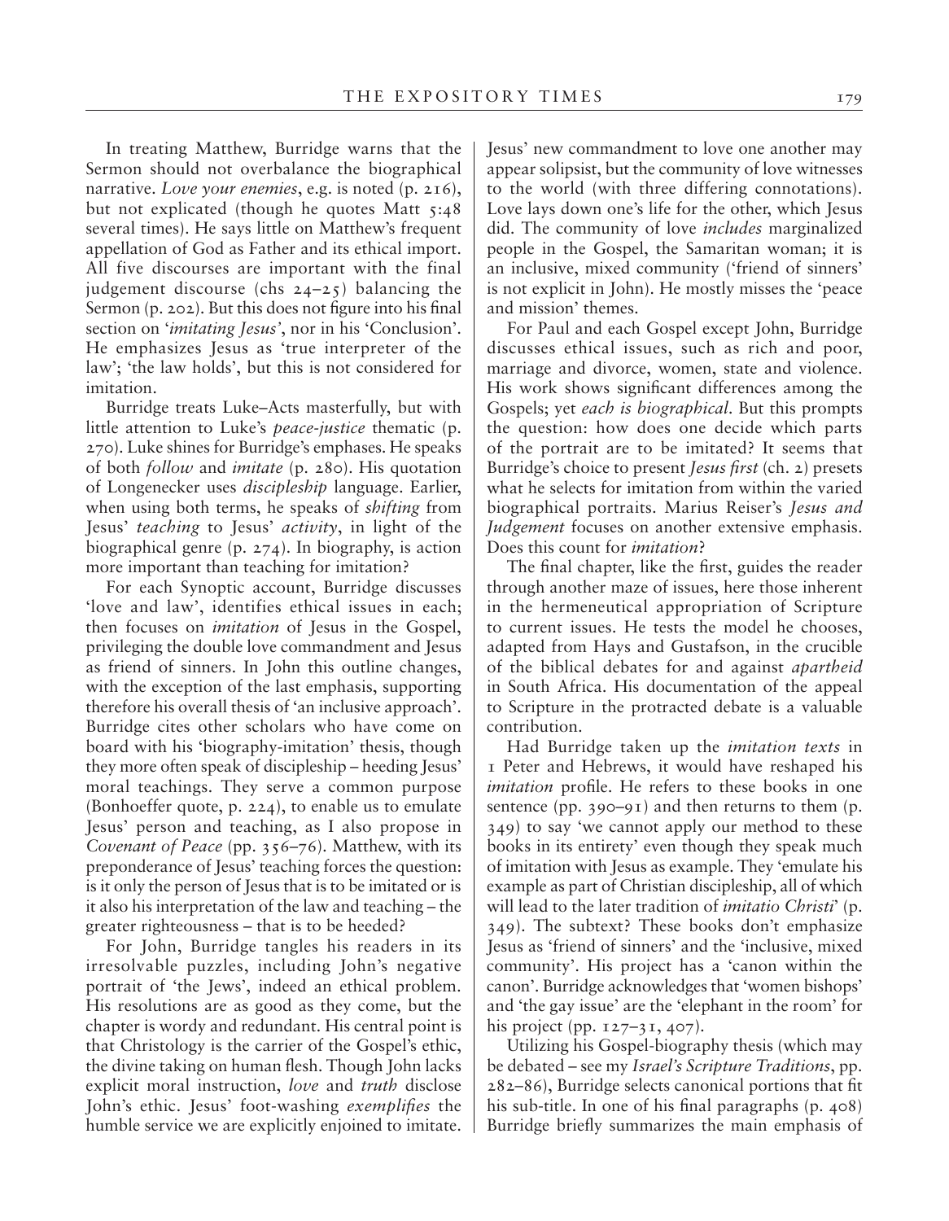In treating Matthew, Burridge warns that the Sermon should not overbalance the biographical narrative. *Love your enemies*, e.g. is noted (p. 216), but not explicated (though he quotes Matt 5:48 several times). He says little on Matthew's frequent appellation of God as Father and its ethical import. All five discourses are important with the final judgement discourse (chs 24–25) balancing the Sermon (p. 202). But this does not figure into his final section on '*imitating Jesus*', nor in his 'Conclusion'. He emphasizes Jesus as 'true interpreter of the law'; 'the law holds', but this is not considered for imitation.

Burridge treats Luke–Acts masterfully, but with little attention to Luke's *peace-justice* thematic (p. 270). Luke shines for Burridge's emphases. He speaks of both *follow* and *imitate* (p. 280). His quotation of Longenecker uses *discipleship* language. Earlier, when using both terms, he speaks of *shifting* from Jesus' *teaching* to Jesus' *activity*, in light of the biographical genre (p. 274). In biography, is action more important than teaching for imitation?

For each Synoptic account, Burridge discusses 'love and law', identifies ethical issues in each; then focuses on *imitation* of Jesus in the Gospel, privileging the double love commandment and Jesus as friend of sinners. In John this outline changes, with the exception of the last emphasis, supporting therefore his overall thesis of 'an inclusive approach'. Burridge cites other scholars who have come on board with his 'biography-imitation' thesis, though they more often speak of discipleship – heeding Jesus' moral teachings. They serve a common purpose (Bonhoeffer quote, p. 224), to enable us to emulate Jesus' person and teaching, as I also propose in *Covenant of Peace* (pp. 356–76). Matthew, with its preponderance of Jesus' teaching forces the question: is it only the person of Jesus that is to be imitated or is it also his interpretation of the law and teaching – the greater righteousness – that is to be heeded?

For John, Burridge tangles his readers in its irresolvable puzzles, including John's negative portrait of 'the Jews', indeed an ethical problem. His resolutions are as good as they come, but the chapter is wordy and redundant. His central point is that Christology is the carrier of the Gospel's ethic, the divine taking on human flesh. Though John lacks explicit moral instruction, *love* and *truth* disclose John's ethic. Jesus' foot-washing *exemplifies* the humble service we are explicitly enjoined to imitate. Jesus' new commandment to love one another may appear solipsist, but the community of love witnesses to the world (with three differing connotations). Love lays down one's life for the other, which Jesus did. The community of love *includes* marginalized people in the Gospel, the Samaritan woman; it is an inclusive, mixed community ('friend of sinners' is not explicit in John). He mostly misses the 'peace and mission' themes.

For Paul and each Gospel except John, Burridge discusses ethical issues, such as rich and poor, marriage and divorce, women, state and violence. His work shows significant differences among the Gospels; yet *each is biographical*. But this prompts the question: how does one decide which parts of the portrait are to be imitated? It seems that Burridge's choice to present *Jesus first* (ch. 2) presets what he selects for imitation from within the varied biographical portraits. Marius Reiser's *Jesus and Judgement* focuses on another extensive emphasis. Does this count for *imitation*?

The final chapter, like the first, guides the reader through another maze of issues, here those inherent in the hermeneutical appropriation of Scripture to current issues. He tests the model he chooses, adapted from Hays and Gustafson, in the crucible of the biblical debates for and against *apartheid* in South Africa. His documentation of the appeal to Scripture in the protracted debate is a valuable contribution.

Had Burridge taken up the *imitation texts* in 1 Peter and Hebrews, it would have reshaped his *imitation* profile. He refers to these books in one sentence (pp. 390–91) and then returns to them (p. 349) to say 'we cannot apply our method to these books in its entirety' even though they speak much of imitation with Jesus as example. They 'emulate his example as part of Christian discipleship, all of which will lead to the later tradition of *imitatio Christi*' (p. 349). The subtext? These books don't emphasize Jesus as 'friend of sinners' and the 'inclusive, mixed community'. His project has a 'canon within the canon'. Burridge acknowledges that 'women bishops' and 'the gay issue' are the 'elephant in the room' for his project (pp. 127–31, 407).

Utilizing his Gospel-biography thesis (which may be debated – see my *Israel's Scripture Traditions*, pp. 282–86), Burridge selects canonical portions that fit his sub-title. In one of his final paragraphs (p. 408) Burridge briefly summarizes the main emphasis of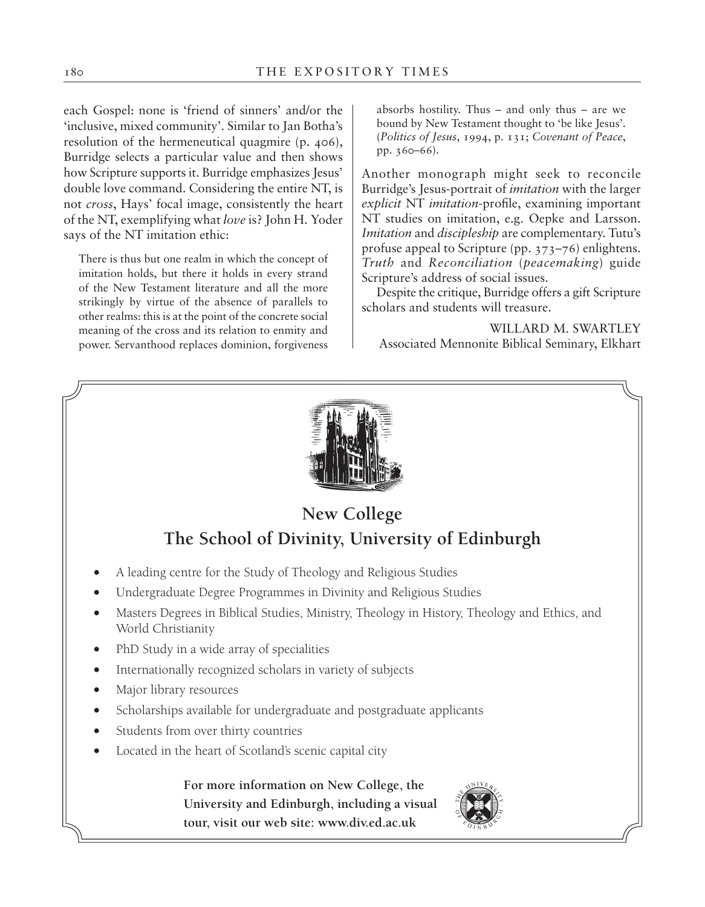each Gospel: none is 'friend of sinners' and/or the 'inclusive, mixed community'. Similar to Jan Botha's resolution of the hermeneutical quagmire (p. 406), Burridge selects a particular value and then shows how Scripture supports it. Burridge emphasizes Jesus' double love command. Considering the entire NT, is not *cross*, Hays' focal image, consistently the heart of the NT, exemplifying what *love* is? John H. Yoder says of the NT imitation ethic:

> There is thus but one realm in which the concept of imitation holds, but there it holds in every strand of the New Testament literature and all the more strikingly by virtue of the absence of parallels to other realms: this is at the point of the concrete social meaning of the cross and its relation to enmity and power. Servanthood replaces dominion, forgiveness absorbs hostility. Thus – and only thus – are we bound by New Testament thought to 'be like Jesus'. (*Politics of Jesus*, 1994, p. 131; *Covenant of Peace*, pp. 360–66).

Another monograph might seek to reconcile Burridge's Jesus-portrait of *imitation* with the larger *explicit* NT *imitation*-profile, examining important NT studies on imitation, e.g. Oepke and Larsson. *Imitation* and *discipleship* are complementary. Tutu's profuse appeal to Scripture (pp. 373–76) enlightens. *Truth* and *Reconciliation* (*peacemaking*) guide Scripture's address of social issues.

Despite the critique, Burridge offers a gift Scripture scholars and students will treasure.

WILLARD M. SWARTLEY
Associated Mennonite Biblical Seminary, Elkhart

## New College
## The School of Divinity, University of Edinburgh

- A leading centre for the Study of Theology and Religious Studies
- Undergraduate Degree Programmes in Divinity and Religious Studies
- Masters Degrees in Biblical Studies, Ministry, Theology in History, Theology and Ethics, and World Christianity
- PhD Study in a wide array of specialities
- Internationally recognized scholars in variety of subjects
- Major library resources
- Scholarships available for undergraduate and postgraduate applicants
- Students from over thirty countries
- Located in the heart of Scotland's scenic capital city

**For more information on New College, the University and Edinburgh, including a visual tour, visit our web site: www.div.ed.ac.uk**